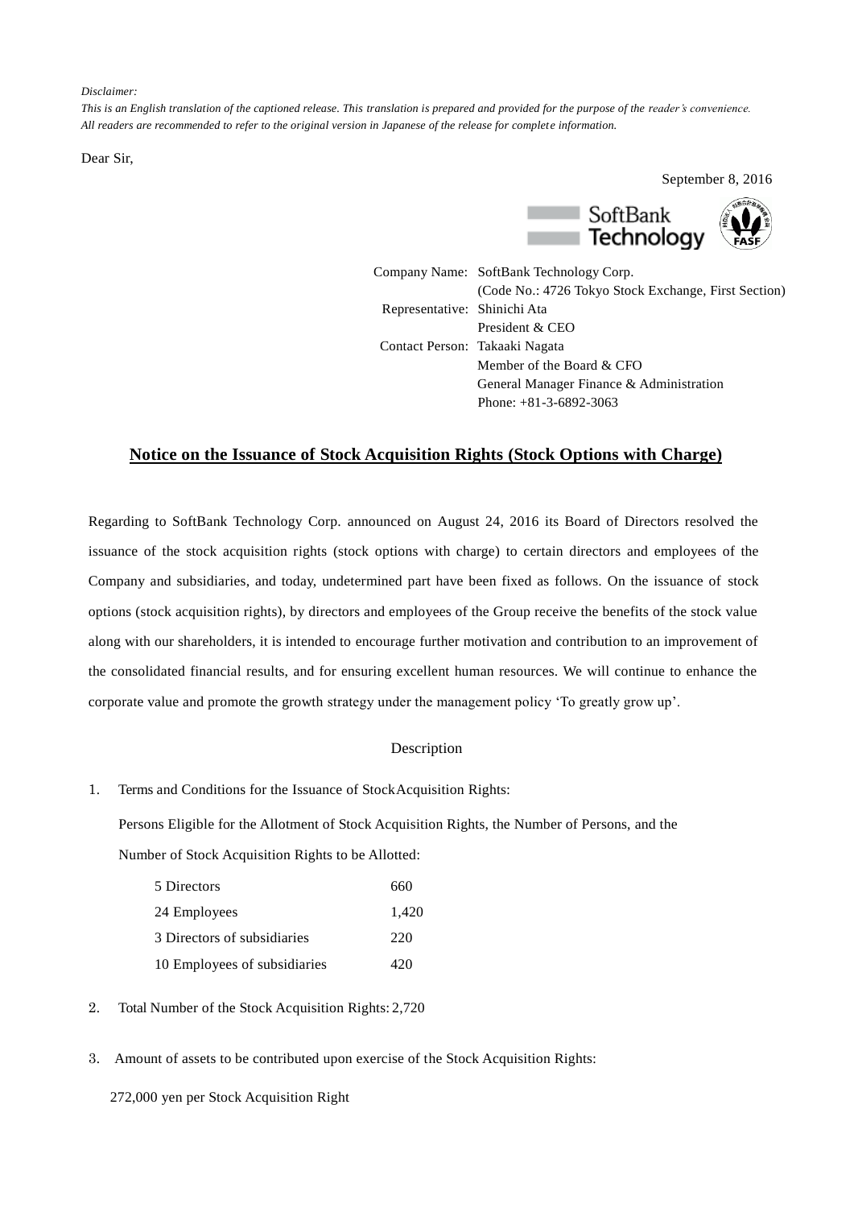*Disclaimer:*
*This is an English translation of the captioned release. This translation is prepared and provided for the purpose of the reader's convenience.*
*All readers are recommended to refer to the original version in Japanese of the release for complete information.*

Dear Sir,

September 8, 2016

SoftBank Technology

Company Name: SoftBank Technology Corp.
(Code No.: 4726 Tokyo Stock Exchange, First Section)
Representative: Shinichi Ata
President & CEO
Contact Person: Takaaki Nagata
Member of the Board & CFO
General Manager Finance & Administration
Phone: +81-3-6892-3063

# Notice on the Issuance of Stock Acquisition Rights (Stock Options with Charge)

Regarding to SoftBank Technology Corp. announced on August 24, 2016 its Board of Directors resolved the issuance of the stock acquisition rights (stock options with charge) to certain directors and employees of the Company and subsidiaries, and today, undetermined part have been fixed as follows. On the issuance of stock options (stock acquisition rights), by directors and employees of the Group receive the benefits of the stock value along with our shareholders, it is intended to encourage further motivation and contribution to an improvement of the consolidated financial results, and for ensuring excellent human resources. We will continue to enhance the corporate value and promote the growth strategy under the management policy 'To greatly grow up'.

Description

1. Terms and Conditions for the Issuance of Stock Acquisition Rights:

   Persons Eligible for the Allotment of Stock Acquisition Rights, the Number of Persons, and the Number of Stock Acquisition Rights to be Allotted:

| | |
|---|---|
| 5 Directors | 660 |
| 24 Employees | 1,420 |
| 3 Directors of subsidiaries | 220 |
| 10 Employees of subsidiaries | 420 |

2. Total Number of the Stock Acquisition Rights: 2,720

3. Amount of assets to be contributed upon exercise of the Stock Acquisition Rights:

   272,000 yen per Stock Acquisition Right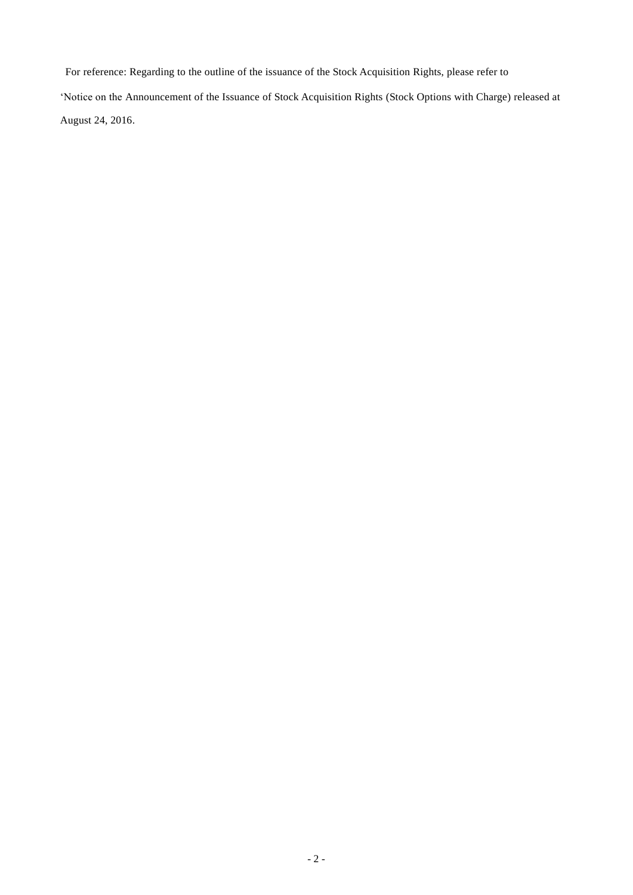For reference: Regarding to the outline of the issuance of the Stock Acquisition Rights, please refer to 'Notice on the Announcement of the Issuance of Stock Acquisition Rights (Stock Options with Charge) released at August 24, 2016.